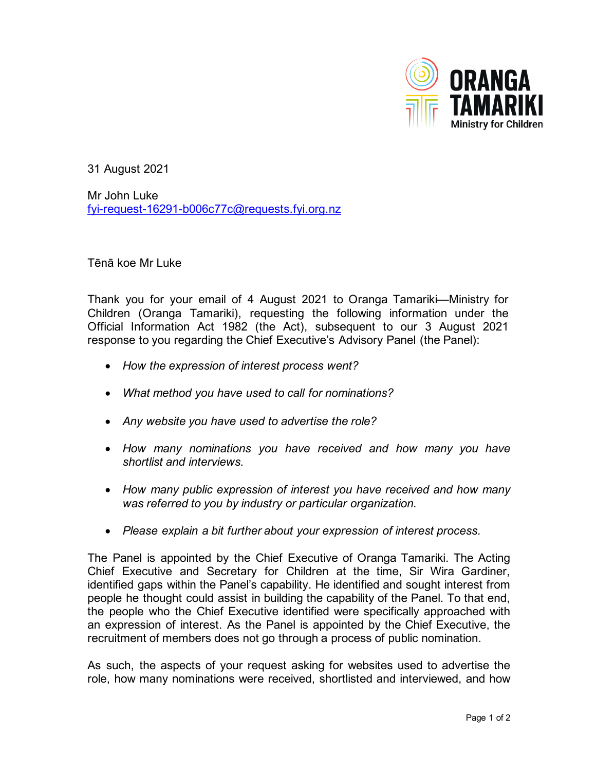31 August 2021

Mr John Luke
fyi-request-16291-b006c77c@requests.fyi.org.nz

Tēnā koe Mr Luke

Thank you for your email of 4 August 2021 to Oranga Tamariki—Ministry for Children (Oranga Tamariki), requesting the following information under the Official Information Act 1982 (the Act), subsequent to our 3 August 2021 response to you regarding the Chief Executive's Advisory Panel (the Panel):

- *How the expression of interest process went?*
- *What method you have used to call for nominations?*
- *Any website you have used to advertise the role?*
- *How many nominations you have received and how many you have shortlist and interviews.*
- *How many public expression of interest you have received and how many was referred to you by industry or particular organization.*
- *Please explain a bit further about your expression of interest process.*

The Panel is appointed by the Chief Executive of Oranga Tamariki. The Acting Chief Executive and Secretary for Children at the time, Sir Wira Gardiner, identified gaps within the Panel's capability. He identified and sought interest from people he thought could assist in building the capability of the Panel. To that end, the people who the Chief Executive identified were specifically approached with an expression of interest. As the Panel is appointed by the Chief Executive, the recruitment of members does not go through a process of public nomination.

As such, the aspects of your request asking for websites used to advertise the role, how many nominations were received, shortlisted and interviewed, and how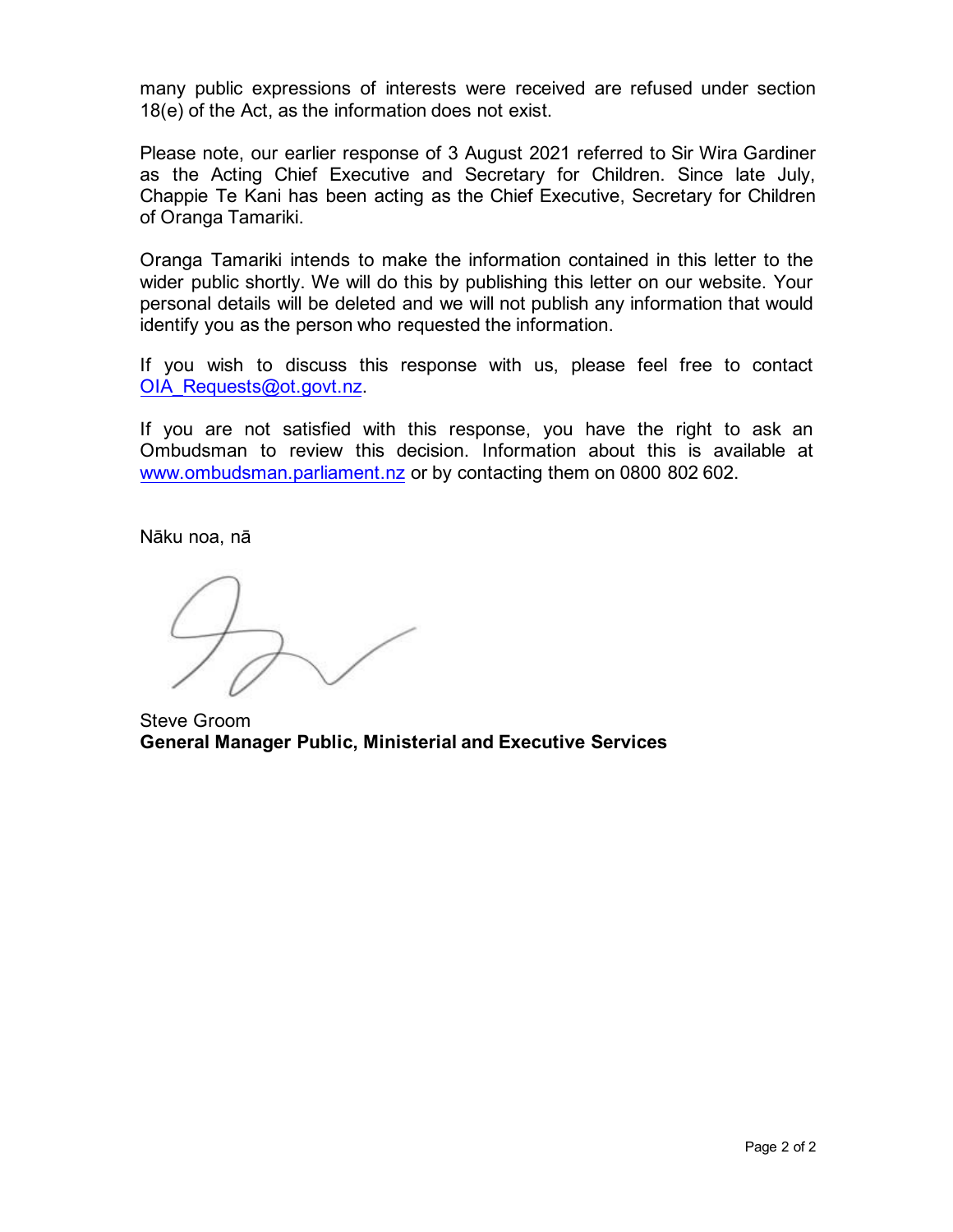many public expressions of interests were received are refused under section 18(e) of the Act, as the information does not exist.

Please note, our earlier response of 3 August 2021 referred to Sir Wira Gardiner as the Acting Chief Executive and Secretary for Children. Since late July, Chappie Te Kani has been acting as the Chief Executive, Secretary for Children of Oranga Tamariki.

Oranga Tamariki intends to make the information contained in this letter to the wider public shortly. We will do this by publishing this letter on our website. Your personal details will be deleted and we will not publish any information that would identify you as the person who requested the information.

If you wish to discuss this response with us, please feel free to contact OIA_Requests@ot.govt.nz.

If you are not satisfied with this response, you have the right to ask an Ombudsman to review this decision. Information about this is available at www.ombudsman.parliament.nz or by contacting them on 0800 802 602.

Nāku noa, nā

Steve Groom
**General Manager Public, Ministerial and Executive Services**